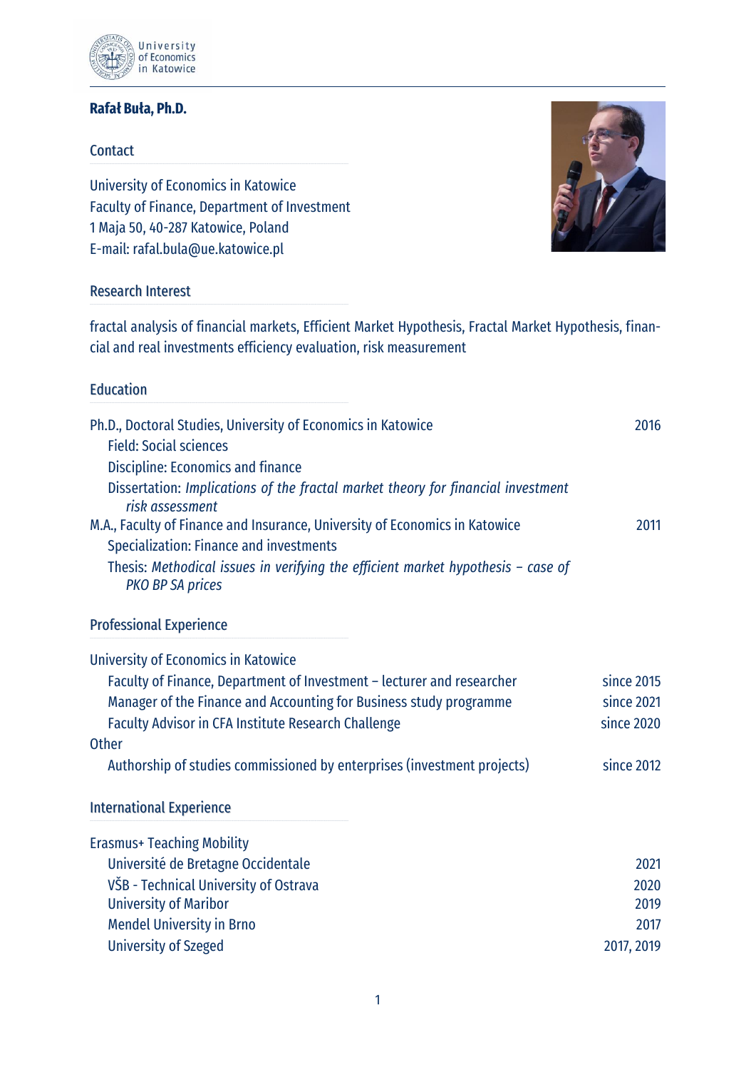# Rafał Buła, Ph.D.

## Contact

University of Economics in Katowice
Faculty of Finance, Department of Investment
1 Maja 50, 40-287 Katowice, Poland
E-mail: rafal.bula@ue.katowice.pl

## Research Interest

fractal analysis of financial markets, Efficient Market Hypothesis, Fractal Market Hypothesis, financial and real investments efficiency evaluation, risk measurement

## Education

Ph.D., Doctoral Studies, University of Economics in Katowice — 2016
- Field: Social sciences
- Discipline: Economics and finance
- Dissertation: *Implications of the fractal market theory for financial investment risk assessment*

M.A., Faculty of Finance and Insurance, University of Economics in Katowice — 2011
- Specialization: Finance and investments
- Thesis: *Methodical issues in verifying the efficient market hypothesis – case of PKO BP SA prices*

## Professional Experience

University of Economics in Katowice
- Faculty of Finance, Department of Investment – lecturer and researcher — since 2015
- Manager of the Finance and Accounting for Business study programme — since 2021
- Faculty Advisor in CFA Institute Research Challenge — since 2020

Other
- Authorship of studies commissioned by enterprises (investment projects) — since 2012

## International Experience

Erasmus+ Teaching Mobility
- Université de Bretagne Occidentale — 2021
- VŠB - Technical University of Ostrava — 2020
- University of Maribor — 2019
- Mendel University in Brno — 2017
- University of Szeged — 2017, 2019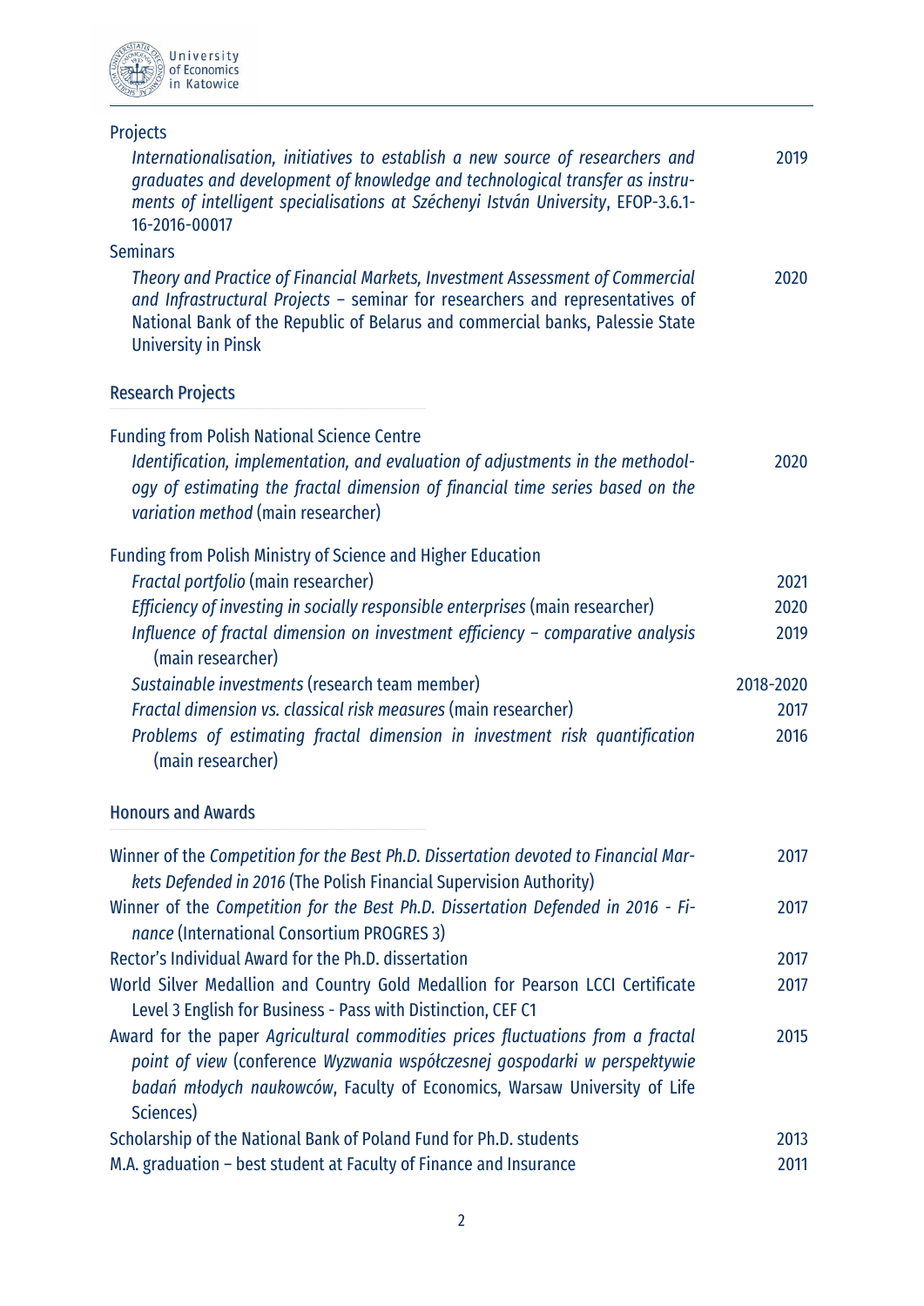Projects

*Internationalisation, initiatives to establish a new source of researchers and graduates and development of knowledge and technological transfer as instruments of intelligent specialisations at Széchenyi István University*, EFOP-3.6.1-16-2016-00017 — 2019

Seminars

*Theory and Practice of Financial Markets, Investment Assessment of Commercial and Infrastructural Projects* – seminar for researchers and representatives of National Bank of the Republic of Belarus and commercial banks, Palessie State University in Pinsk — 2020

## Research Projects

Funding from Polish National Science Centre

*Identification, implementation, and evaluation of adjustments in the methodology of estimating the fractal dimension of financial time series based on the variation method* (main researcher) — 2020

Funding from Polish Ministry of Science and Higher Education

- *Fractal portfolio* (main researcher) — 2021
- *Efficiency of investing in socially responsible enterprises* (main researcher) — 2020
- *Influence of fractal dimension on investment efficiency – comparative analysis* (main researcher) — 2019
- *Sustainable investments* (research team member) — 2018-2020
- *Fractal dimension vs. classical risk measures* (main researcher) — 2017
- *Problems of estimating fractal dimension in investment risk quantification* (main researcher) — 2016

## Honours and Awards

- Winner of the *Competition for the Best Ph.D. Dissertation devoted to Financial Markets Defended in 2016* (The Polish Financial Supervision Authority) — 2017
- Winner of the *Competition for the Best Ph.D. Dissertation Defended in 2016 - Finance* (International Consortium PROGRES 3) — 2017
- Rector's Individual Award for the Ph.D. dissertation — 2017
- World Silver Medallion and Country Gold Medallion for Pearson LCCI Certificate Level 3 English for Business - Pass with Distinction, CEF C1 — 2017
- Award for the paper *Agricultural commodities prices fluctuations from a fractal point of view* (conference *Wyzwania współczesnej gospodarki w perspektywie badań młodych naukowców*, Faculty of Economics, Warsaw University of Life Sciences) — 2015
- Scholarship of the National Bank of Poland Fund for Ph.D. students — 2013
- M.A. graduation – best student at Faculty of Finance and Insurance — 2011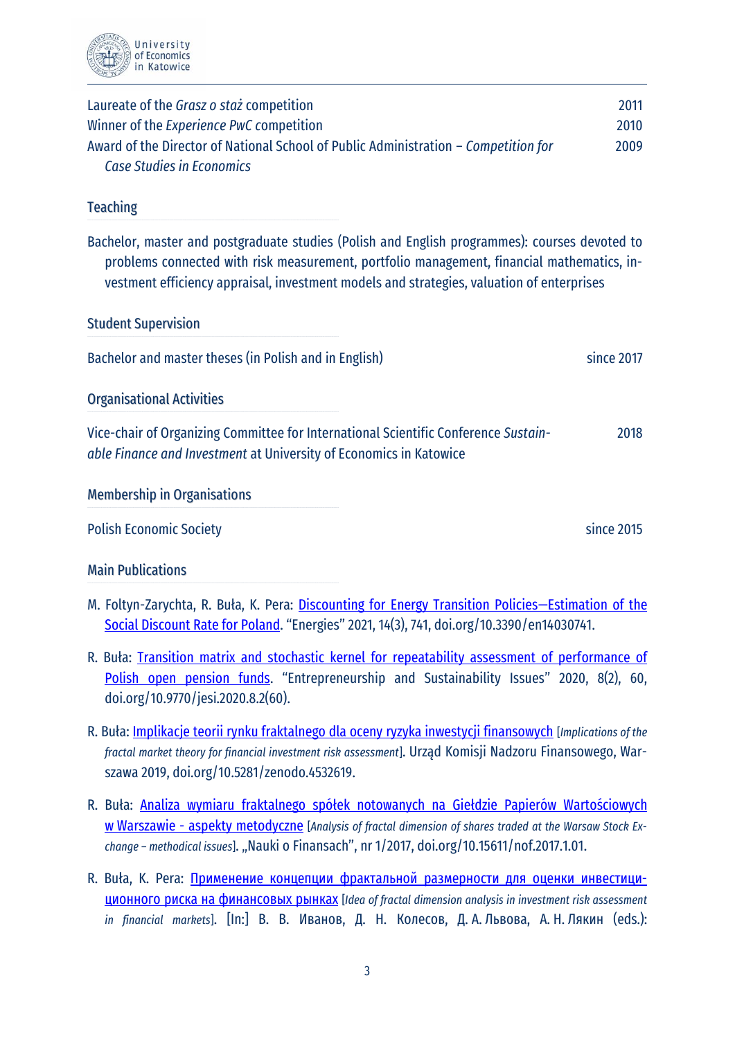| | |
|---|---|
| Laureate of the *Grasz o staż* competition | 2011 |
| Winner of the *Experience PwC* competition | 2010 |
| Award of the Director of National School of Public Administration – *Competition for Case Studies in Economics* | 2009 |

## Teaching

Bachelor, master and postgraduate studies (Polish and English programmes): courses devoted to problems connected with risk measurement, portfolio management, financial mathematics, investment efficiency appraisal, investment models and strategies, valuation of enterprises

## Student Supervision

| | |
|---|---|
| Bachelor and master theses (in Polish and in English) | since 2017 |

## Organisational Activities

| | |
|---|---|
| Vice-chair of Organizing Committee for International Scientific Conference *Sustainable Finance and Investment* at University of Economics in Katowice | 2018 |

## Membership in Organisations

| | |
|---|---|
| Polish Economic Society | since 2015 |

## Main Publications

- M. Foltyn-Zarychta, R. Buła, K. Pera: Discounting for Energy Transition Policies—Estimation of the Social Discount Rate for Poland. "Energies" 2021, 14(3), 741, doi.org/10.3390/en14030741.
- R. Buła: Transition matrix and stochastic kernel for repeatability assessment of performance of Polish open pension funds. "Entrepreneurship and Sustainability Issues" 2020, 8(2), 60, doi.org/10.9770/jesi.2020.8.2(60).
- R. Buła: Implikacje teorii rynku fraktalnego dla oceny ryzyka inwestycji finansowych [*Implications of the fractal market theory for financial investment risk assessment*]. Urząd Komisji Nadzoru Finansowego, Warszawa 2019, doi.org/10.5281/zenodo.4532619.
- R. Buła: Analiza wymiaru fraktalnego spółek notowanych na Giełdzie Papierów Wartościowych w Warszawie - aspekty metodyczne [*Analysis of fractal dimension of shares traded at the Warsaw Stock Exchange – methodical issues*]. „Nauki o Finansach", nr 1/2017, doi.org/10.15611/nof.2017.1.01.
- R. Buła, K. Pera: Применение концепции фрактальной размерности для оценки инвестиционного риска на финансовых рынках [*Idea of fractal dimension analysis in investment risk assessment in financial markets*]. [In:] В. В. Иванов, Д. Н. Колесов, Д. А. Львова, А. Н. Лякин (eds.):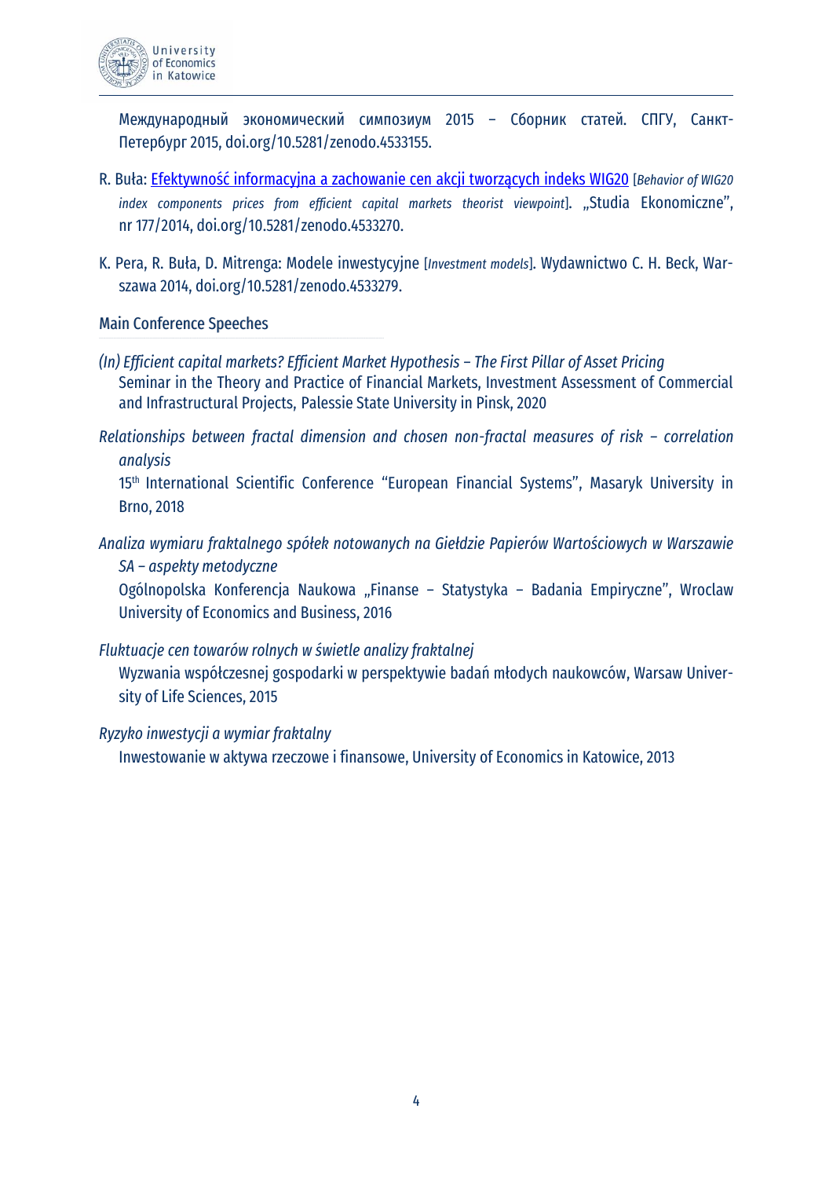Международный экономический симпозиум 2015 – Сборник статей. СПГУ, Санкт-Петербург 2015, doi.org/10.5281/zenodo.4533155.

R. Buła: Efektywność informacyjna a zachowanie cen akcji tworzących indeks WIG20 [*Behavior of WIG20 index components prices from efficient capital markets theorist viewpoint*]. „Studia Ekonomiczne", nr 177/2014, doi.org/10.5281/zenodo.4533270.

K. Pera, R. Buła, D. Mitrenga: Modele inwestycyjne [*Investment models*]. Wydawnictwo C. H. Beck, Warszawa 2014, doi.org/10.5281/zenodo.4533279.

## Main Conference Speeches

*(In) Efficient capital markets? Efficient Market Hypothesis – The First Pillar of Asset Pricing*
Seminar in the Theory and Practice of Financial Markets, Investment Assessment of Commercial and Infrastructural Projects, Palessie State University in Pinsk, 2020

*Relationships between fractal dimension and chosen non-fractal measures of risk – correlation analysis*
15th International Scientific Conference "European Financial Systems", Masaryk University in Brno, 2018

*Analiza wymiaru fraktalnego spółek notowanych na Giełdzie Papierów Wartościowych w Warszawie SA – aspekty metodyczne*
Ogólnopolska Konferencja Naukowa „Finanse – Statystyka – Badania Empiryczne", Wroclaw University of Economics and Business, 2016

*Fluktuacje cen towarów rolnych w świetle analizy fraktalnej*
Wyzwania współczesnej gospodarki w perspektywie badań młodych naukowców, Warsaw University of Life Sciences, 2015

*Ryzyko inwestycji a wymiar fraktalny*
Inwestowanie w aktywa rzeczowe i finansowe, University of Economics in Katowice, 2013